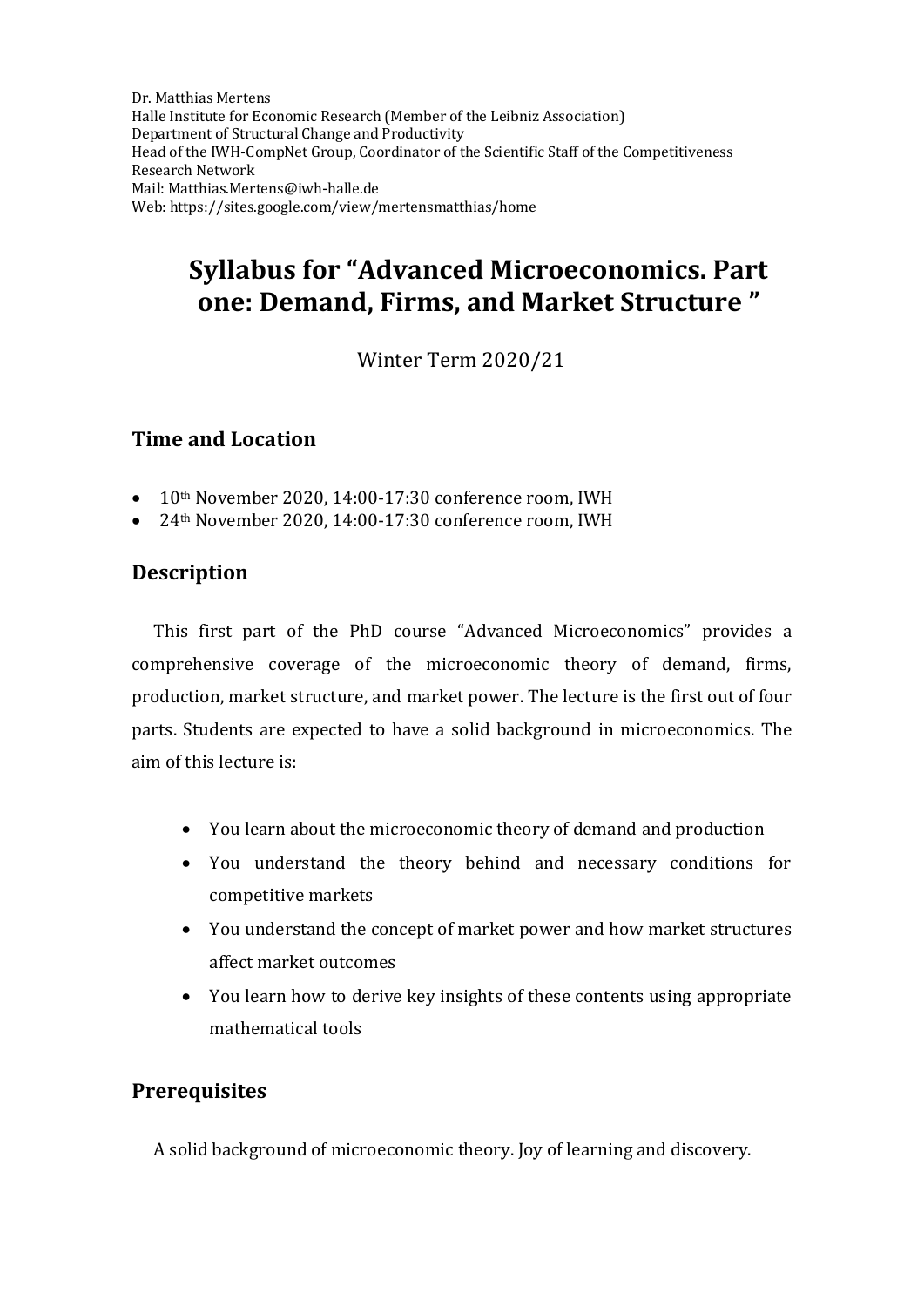Dr. Matthias Mertens
Halle Institute for Economic Research (Member of the Leibniz Association)
Department of Structural Change and Productivity
Head of the IWH-CompNet Group, Coordinator of the Scientific Staff of the Competitiveness Research Network
Mail: Matthias.Mertens@iwh-halle.de
Web: https://sites.google.com/view/mertensmatthias/home

# Syllabus for "Advanced Microeconomics. Part one: Demand, Firms, and Market Structure "

Winter Term 2020/21

## Time and Location

- 10th November 2020, 14:00-17:30 conference room, IWH
- 24th November 2020, 14:00-17:30 conference room, IWH

## Description

This first part of the PhD course "Advanced Microeconomics" provides a comprehensive coverage of the microeconomic theory of demand, firms, production, market structure, and market power. The lecture is the first out of four parts. Students are expected to have a solid background in microeconomics. The aim of this lecture is:

- You learn about the microeconomic theory of demand and production
- You understand the theory behind and necessary conditions for competitive markets
- You understand the concept of market power and how market structures affect market outcomes
- You learn how to derive key insights of these contents using appropriate mathematical tools

## Prerequisites

A solid background of microeconomic theory. Joy of learning and discovery.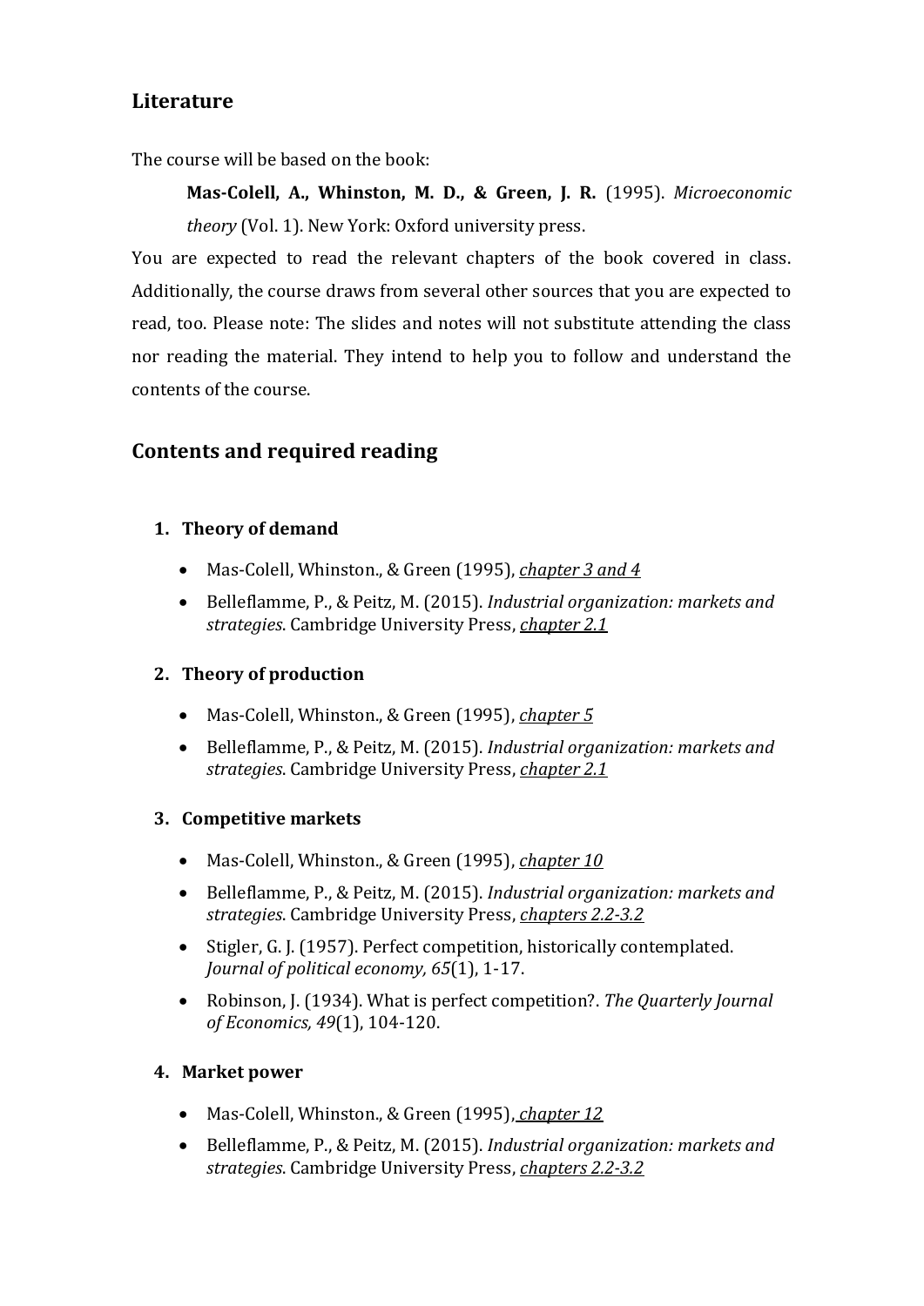## Literature

The course will be based on the book:

> **Mas-Colell, A., Whinston, M. D., & Green, J. R.** (1995). *Microeconomic theory* (Vol. 1). New York: Oxford university press.

You are expected to read the relevant chapters of the book covered in class. Additionally, the course draws from several other sources that you are expected to read, too. Please note: The slides and notes will not substitute attending the class nor reading the material. They intend to help you to follow and understand the contents of the course.

## Contents and required reading

1. **Theory of demand**
   - Mas-Colell, Whinston., & Green (1995), ***chapter 3 and 4***
   - Belleflamme, P., & Peitz, M. (2015). *Industrial organization: markets and strategies*. Cambridge University Press, ***chapter 2.1***

2. **Theory of production**
   - Mas-Colell, Whinston., & Green (1995), ***chapter 5***
   - Belleflamme, P., & Peitz, M. (2015). *Industrial organization: markets and strategies*. Cambridge University Press, ***chapter 2.1***

3. **Competitive markets**
   - Mas-Colell, Whinston., & Green (1995), ***chapter 10***
   - Belleflamme, P., & Peitz, M. (2015). *Industrial organization: markets and strategies*. Cambridge University Press, ***chapters 2.2-3.2***
   - Stigler, G. J. (1957). Perfect competition, historically contemplated. *Journal of political economy, 65*(1), 1-17.
   - Robinson, J. (1934). What is perfect competition?. *The Quarterly Journal of Economics, 49*(1), 104-120.

4. **Market power**
   - Mas-Colell, Whinston., & Green (1995), ***chapter 12***
   - Belleflamme, P., & Peitz, M. (2015). *Industrial organization: markets and strategies*. Cambridge University Press, ***chapters 2.2-3.2***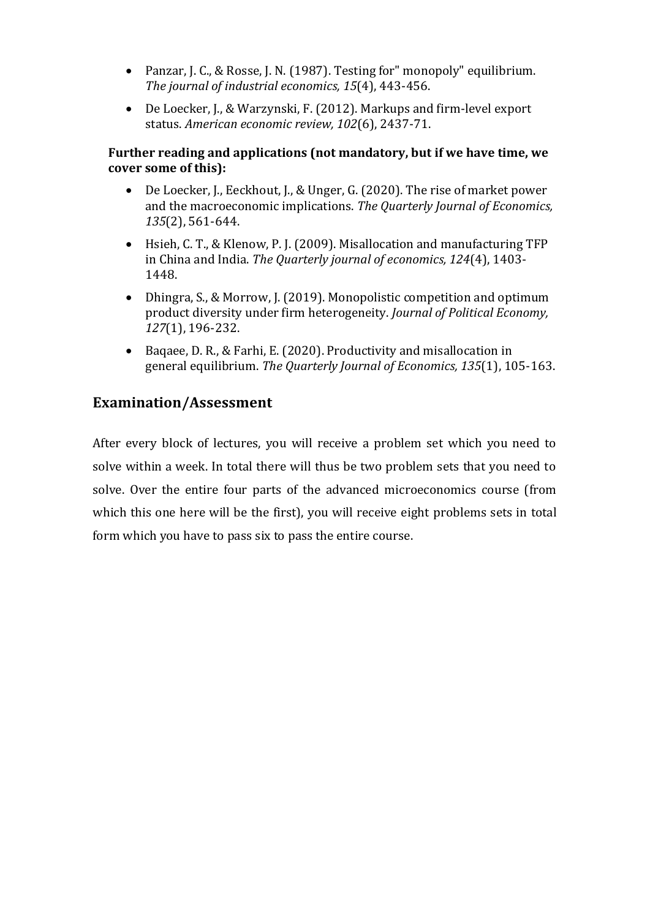- Panzar, J. C., & Rosse, J. N. (1987). Testing for" monopoly" equilibrium. *The journal of industrial economics, 15*(4), 443-456.
- De Loecker, J., & Warzynski, F. (2012). Markups and firm-level export status. *American economic review, 102*(6), 2437-71.

**Further reading and applications (not mandatory, but if we have time, we cover some of this):**

- De Loecker, J., Eeckhout, J., & Unger, G. (2020). The rise of market power and the macroeconomic implications. *The Quarterly Journal of Economics, 135*(2), 561-644.
- Hsieh, C. T., & Klenow, P. J. (2009). Misallocation and manufacturing TFP in China and India. *The Quarterly journal of economics, 124*(4), 1403-1448.
- Dhingra, S., & Morrow, J. (2019). Monopolistic competition and optimum product diversity under firm heterogeneity. *Journal of Political Economy, 127*(1), 196-232.
- Baqaee, D. R., & Farhi, E. (2020). Productivity and misallocation in general equilibrium. *The Quarterly Journal of Economics, 135*(1), 105-163.

## Examination/Assessment

After every block of lectures, you will receive a problem set which you need to solve within a week. In total there will thus be two problem sets that you need to solve. Over the entire four parts of the advanced microeconomics course (from which this one here will be the first), you will receive eight problems sets in total form which you have to pass six to pass the entire course.